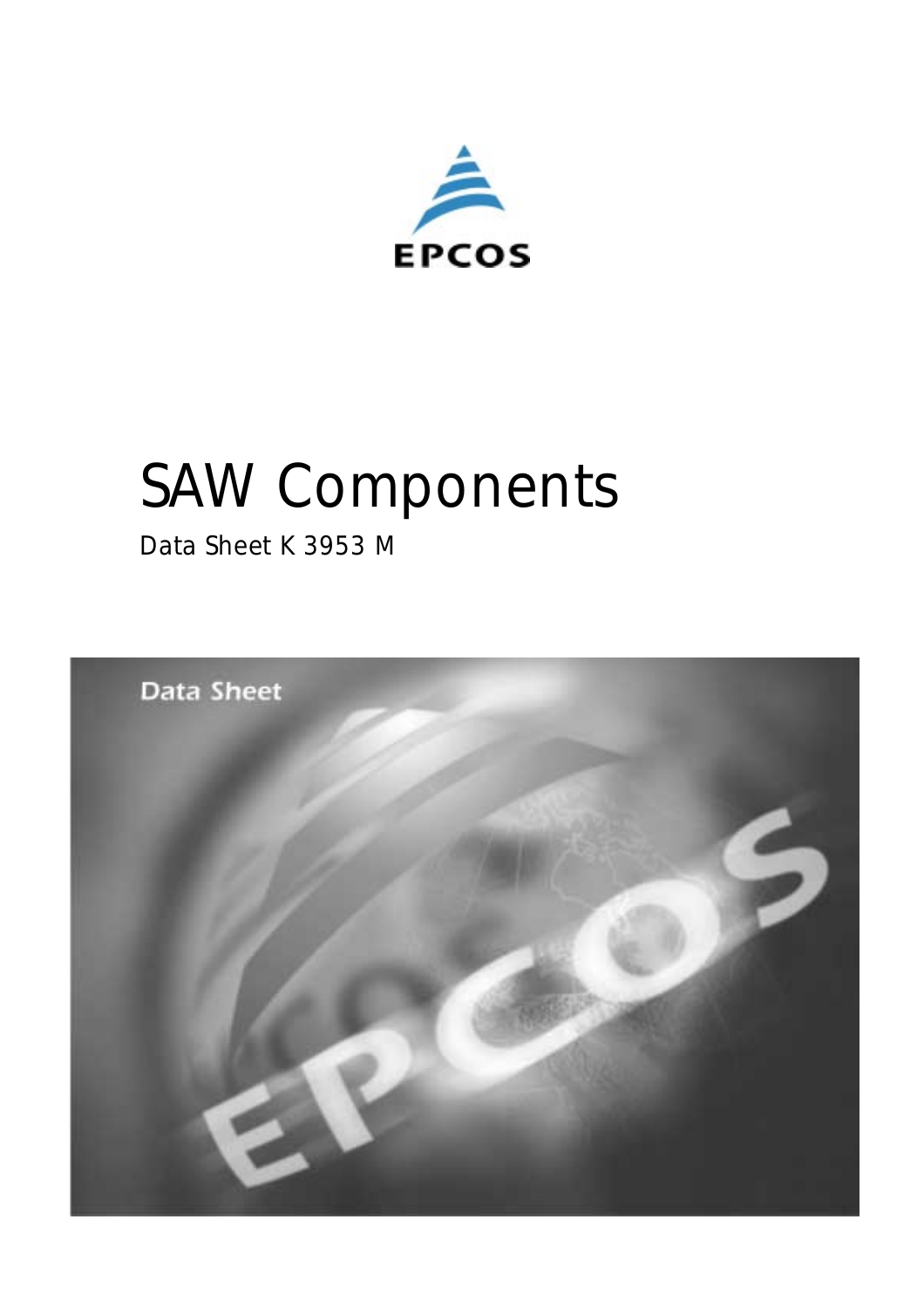EPCOS

# SAW Components

Data Sheet K 3953 M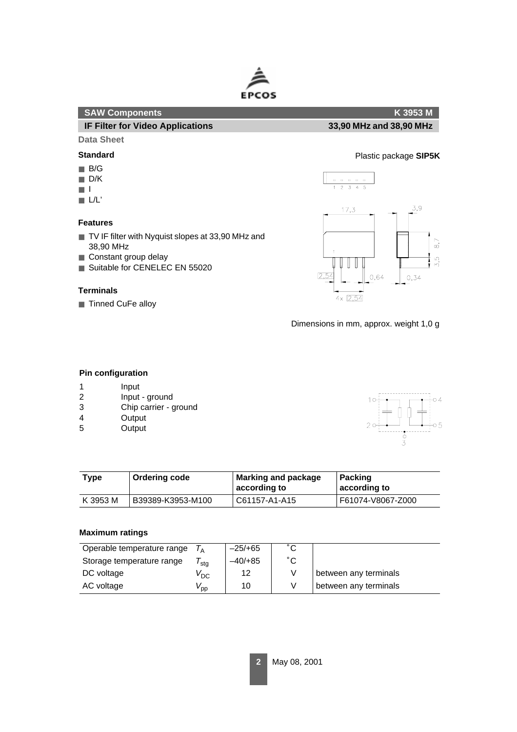**SAW Components** **K 3953 M**

**IF Filter for Video Applications** **33,90 MHz and 38,90 MHz**

**Data Sheet**

**Standard**

- B/G
- D/K
- I
- L/L'

Plastic package **SIP5K**

**Features**

- TV IF filter with Nyquist slopes at 33,90 MHz and 38,90 MHz
- Constant group delay
- Suitable for CENELEC EN 55020

**Terminals**

- Tinned CuFe alloy

Dimensions in mm, approx. weight 1,0 g

**Pin configuration**

| | |
|---|---|
| 1 | Input |
| 2 | Input - ground |
| 3 | Chip carrier - ground |
| 4 | Output |
| 5 | Output |

| Type | Ordering code | Marking and package according to | Packing according to |
|---|---|---|---|
| K 3953 M | B39389-K3953-M100 | C61157-A1-A15 | F61074-V8067-Z000 |

**Maximum ratings**

| | | | | |
|---|---|---|---|---|
| Operable temperature range | $T_A$ | –25/+65 | ˚C | |
| Storage temperature range | $T_{stg}$ | –40/+85 | ˚C | |
| DC voltage | $V_{DC}$ | 12 | V | between any terminals |
| AC voltage | $V_{pp}$ | 10 | V | between any terminals |

May 08, 2001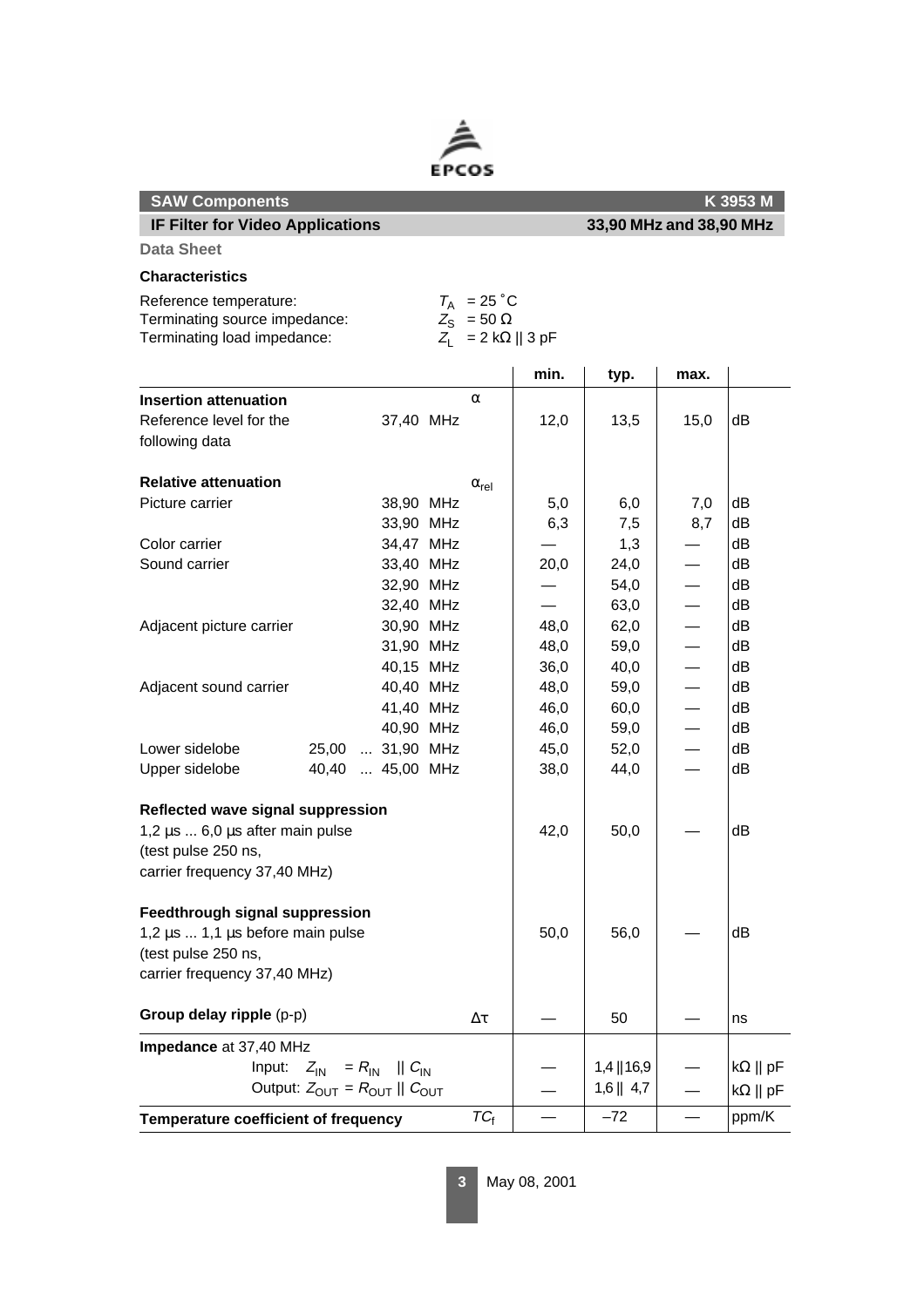**SAW Components** **K 3953 M**

**IF Filter for Video Applications** **33,90 MHz and 38,90 MHz**

**Data Sheet**

### Characteristics

Reference temperature: $T_A$ = 25 °C
Terminating source impedance: $Z_S$ = 50 Ω
Terminating load impedance: $Z_L$ = 2 kΩ || 3 pF

| | | | min. | typ. | max. | |
|---|---|---|---|---|---|---|
| **Insertion attenuation** | | α | | | | |
| Reference level for the following data | 37,40 MHz | | 12,0 | 13,5 | 15,0 | dB |
| **Relative attenuation** | | $\alpha_{rel}$ | | | | |
| Picture carrier | 38,90 MHz | | 5,0 | 6,0 | 7,0 | dB |
| | 33,90 MHz | | 6,3 | 7,5 | 8,7 | dB |
| Color carrier | 34,47 MHz | | — | 1,3 | — | dB |
| Sound carrier | 33,40 MHz | | 20,0 | 24,0 | — | dB |
| | 32,90 MHz | | — | 54,0 | — | dB |
| | 32,40 MHz | | — | 63,0 | — | dB |
| Adjacent picture carrier | 30,90 MHz | | 48,0 | 62,0 | — | dB |
| | 31,90 MHz | | 48,0 | 59,0 | — | dB |
| | 40,15 MHz | | 36,0 | 40,0 | — | dB |
| Adjacent sound carrier | 40,40 MHz | | 48,0 | 59,0 | — | dB |
| | 41,40 MHz | | 46,0 | 60,0 | — | dB |
| | 40,90 MHz | | 46,0 | 59,0 | — | dB |
| Lower sidelobe | 25,00 ... 31,90 MHz | | 45,0 | 52,0 | — | dB |
| Upper sidelobe | 40,40 ... 45,00 MHz | | 38,0 | 44,0 | — | dB |
| **Reflected wave signal suppression** 1,2 µs ... 6,0 µs after main pulse (test pulse 250 ns, carrier frequency 37,40 MHz) | | | 42,0 | 50,0 | — | dB |
| **Feedthrough signal suppression** 1,2 µs ... 1,1 µs before main pulse (test pulse 250 ns, carrier frequency 37,40 MHz) | | | 50,0 | 56,0 | — | dB |
| **Group delay ripple** (p-p) | | Δτ | — | 50 | — | ns |
| **Impedance** at 37,40 MHz | | | | | | |
| Input: $Z_{IN} = R_{IN} \parallel C_{IN}$ | | | — | 1,4 \|\| 16,9 | — | kΩ \|\| pF |
| Output: $Z_{OUT} = R_{OUT} \parallel C_{OUT}$ | | | — | 1,6 \|\| 4,7 | — | kΩ \|\| pF |
| **Temperature coefficient of frequency** | | $TC_f$ | — | –72 | — | ppm/K |

May 08, 2001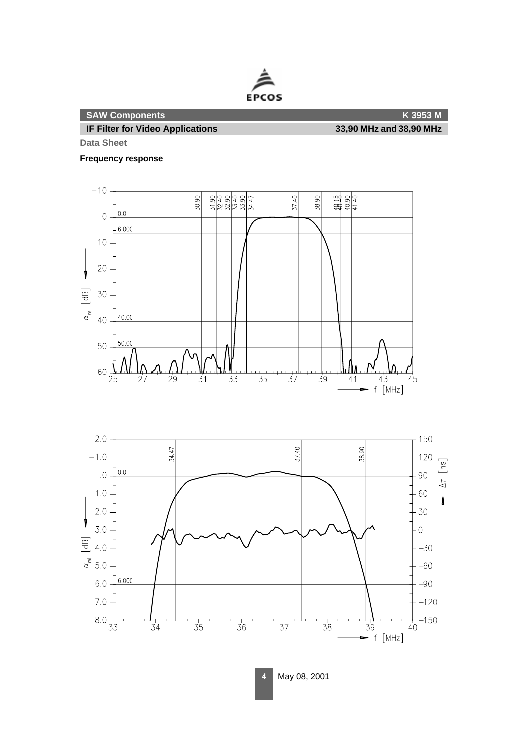## SAW Components — K 3953 M

## IF Filter for Video Applications — 33,90 MHz and 38,90 MHz

**Data Sheet**

**Frequency response**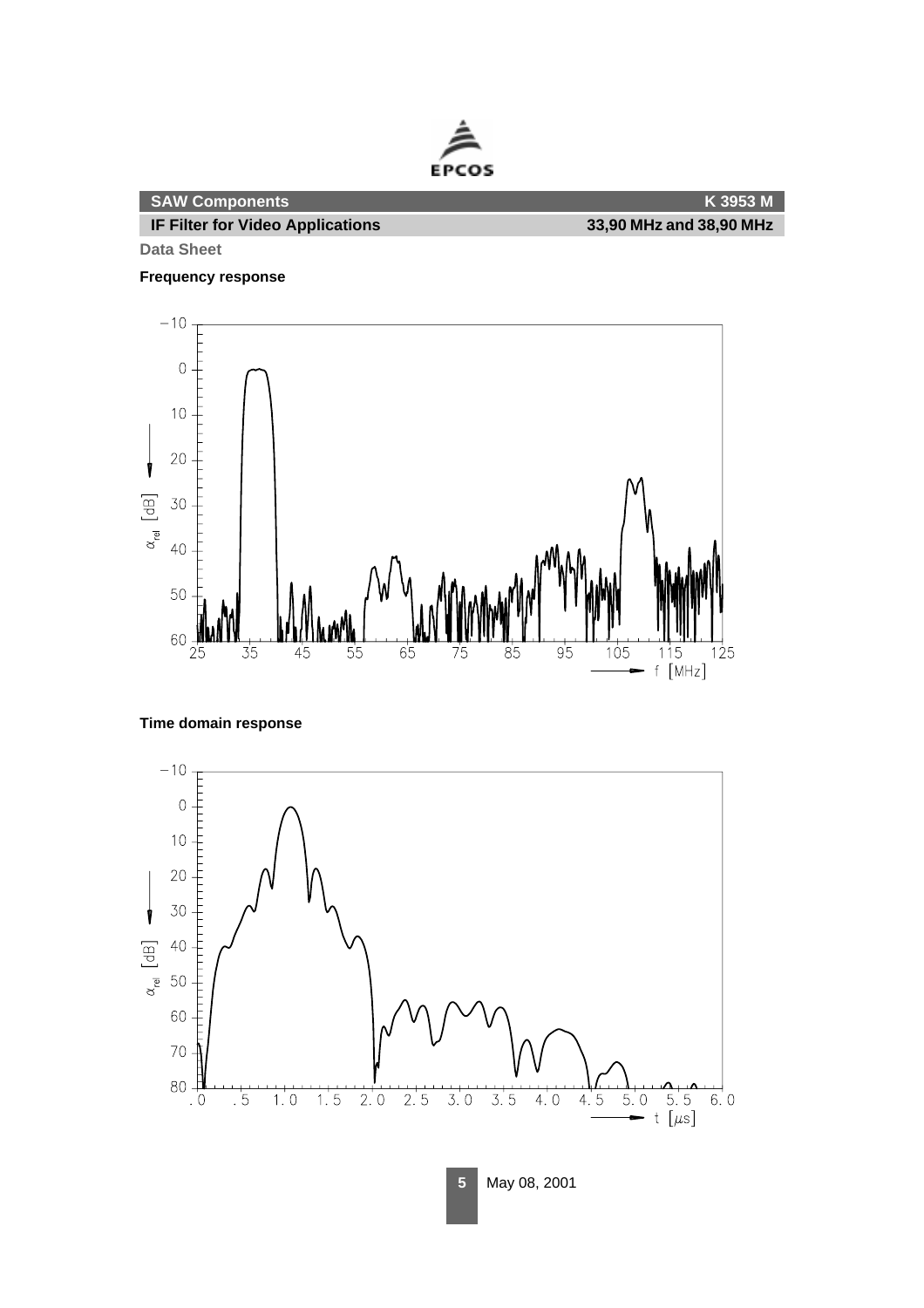**SAW Components** | **K 3953 M**

**IF Filter for Video Applications** | **33,90 MHz and 38,90 MHz**

**Data Sheet**

**Frequency response**

**Time domain response**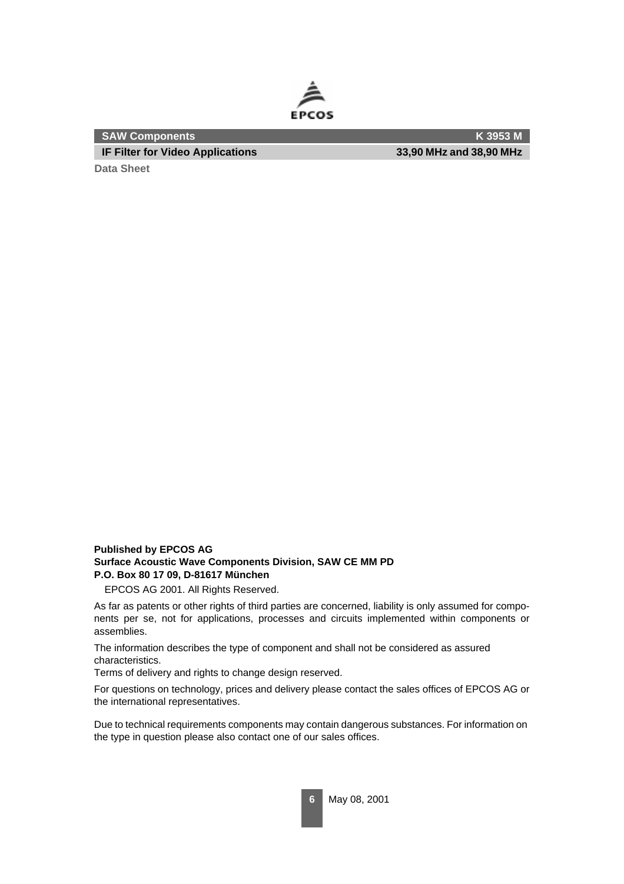Published by EPCOS AG
Surface Acoustic Wave Components Division, SAW CE MM PD
P.O. Box 80 17 09, D-81617 München

EPCOS AG 2001. All Rights Reserved.

As far as patents or other rights of third parties are concerned, liability is only assumed for components per se, not for applications, processes and circuits implemented within components or assemblies.

The information describes the type of component and shall not be considered as assured characteristics.
Terms of delivery and rights to change design reserved.

For questions on technology, prices and delivery please contact the sales offices of EPCOS AG or the international representatives.

Due to technical requirements components may contain dangerous substances. For information on the type in question please also contact one of our sales offices.